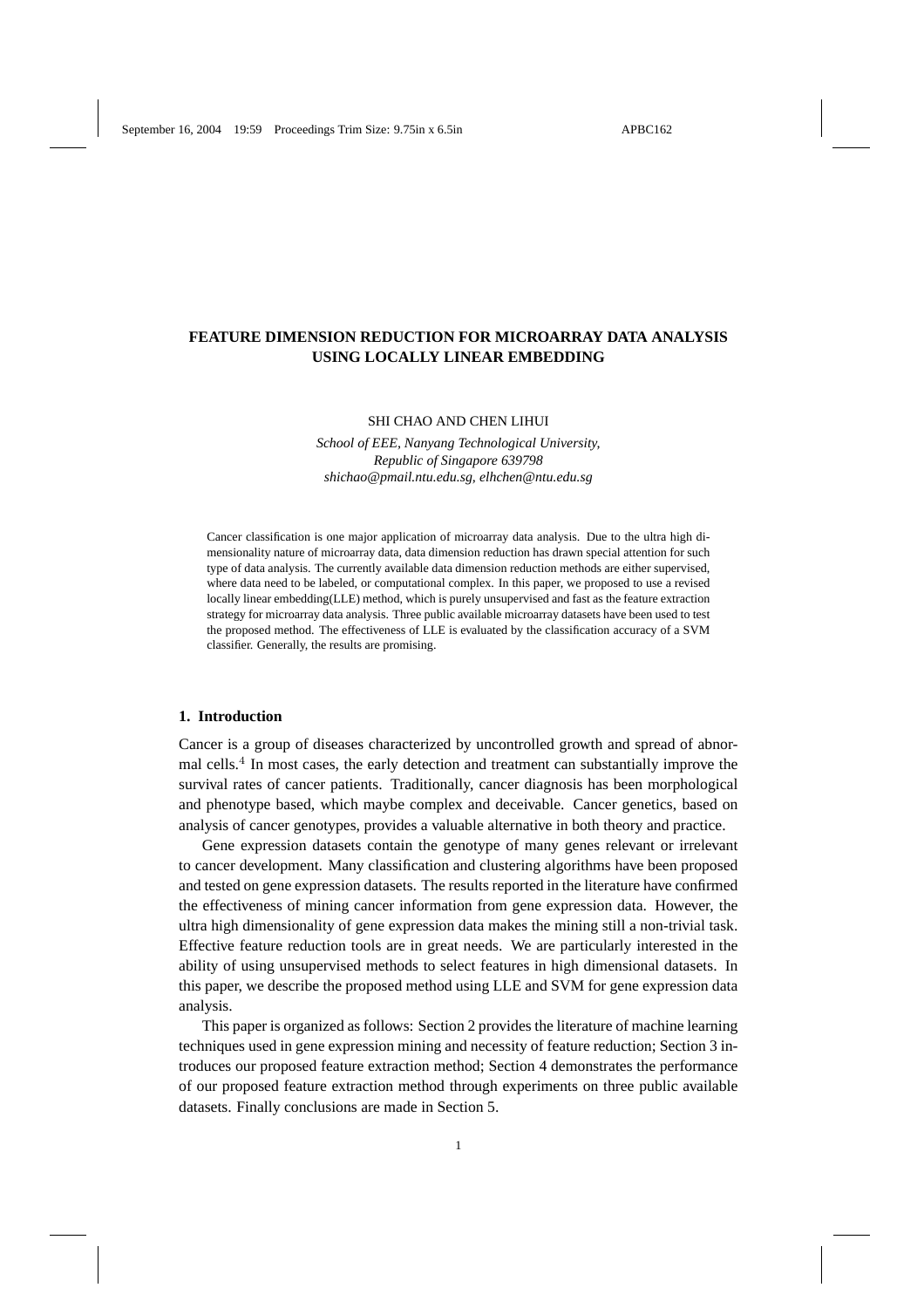# FEATURE DIMENSION REDUCTION FOR MICROARRAY DATA ANALYSIS USING LOCALLY LINEAR EMBEDDING

SHI CHAO AND CHEN LIHUI

*School of EEE, Nanyang Technological University,*
*Republic of Singapore 639798*
*shichao@pmail.ntu.edu.sg, elhchen@ntu.edu.sg*

Cancer classification is one major application of microarray data analysis. Due to the ultra high dimensionality nature of microarray data, data dimension reduction has drawn special attention for such type of data analysis. The currently available data dimension reduction methods are either supervised, where data need to be labeled, or computational complex. In this paper, we proposed to use a revised locally linear embedding(LLE) method, which is purely unsupervised and fast as the feature extraction strategy for microarray data analysis. Three public available microarray datasets have been used to test the proposed method. The effectiveness of LLE is evaluated by the classification accuracy of a SVM classifier. Generally, the results are promising.

## 1. Introduction

Cancer is a group of diseases characterized by uncontrolled growth and spread of abnormal cells.[4] In most cases, the early detection and treatment can substantially improve the survival rates of cancer patients. Traditionally, cancer diagnosis has been morphological and phenotype based, which maybe complex and deceivable. Cancer genetics, based on analysis of cancer genotypes, provides a valuable alternative in both theory and practice.

Gene expression datasets contain the genotype of many genes relevant or irrelevant to cancer development. Many classification and clustering algorithms have been proposed and tested on gene expression datasets. The results reported in the literature have confirmed the effectiveness of mining cancer information from gene expression data. However, the ultra high dimensionality of gene expression data makes the mining still a non-trivial task. Effective feature reduction tools are in great needs. We are particularly interested in the ability of using unsupervised methods to select features in high dimensional datasets. In this paper, we describe the proposed method using LLE and SVM for gene expression data analysis.

This paper is organized as follows: Section 2 provides the literature of machine learning techniques used in gene expression mining and necessity of feature reduction; Section 3 introduces our proposed feature extraction method; Section 4 demonstrates the performance of our proposed feature extraction method through experiments on three public available datasets. Finally conclusions are made in Section 5.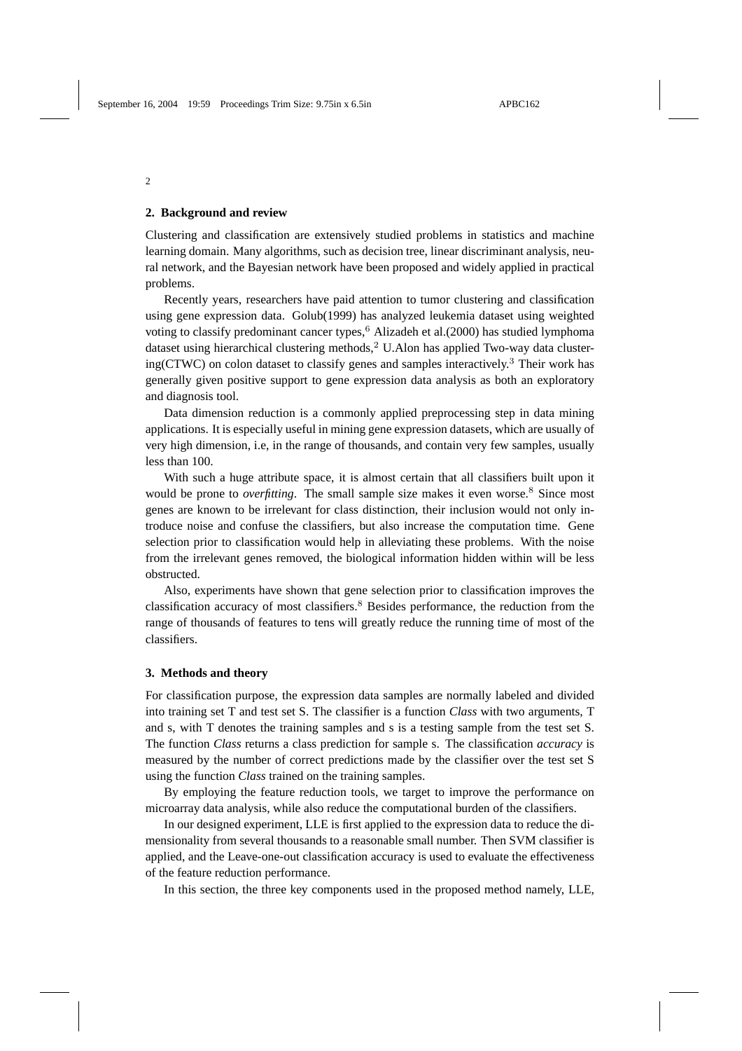## 2. Background and review

Clustering and classification are extensively studied problems in statistics and machine learning domain. Many algorithms, such as decision tree, linear discriminant analysis, neural network, and the Bayesian network have been proposed and widely applied in practical problems.

Recently years, researchers have paid attention to tumor clustering and classification using gene expression data. Golub(1999) has analyzed leukemia dataset using weighted voting to classify predominant cancer types,[6] Alizadeh et al.(2000) has studied lymphoma dataset using hierarchical clustering methods,[2] U.Alon has applied Two-way data clustering(CTWC) on colon dataset to classify genes and samples interactively.[3] Their work has generally given positive support to gene expression data analysis as both an exploratory and diagnosis tool.

Data dimension reduction is a commonly applied preprocessing step in data mining applications. It is especially useful in mining gene expression datasets, which are usually of very high dimension, i.e, in the range of thousands, and contain very few samples, usually less than 100.

With such a huge attribute space, it is almost certain that all classifiers built upon it would be prone to *overfitting*. The small sample size makes it even worse.[8] Since most genes are known to be irrelevant for class distinction, their inclusion would not only introduce noise and confuse the classifiers, but also increase the computation time. Gene selection prior to classification would help in alleviating these problems. With the noise from the irrelevant genes removed, the biological information hidden within will be less obstructed.

Also, experiments have shown that gene selection prior to classification improves the classification accuracy of most classifiers.[8] Besides performance, the reduction from the range of thousands of features to tens will greatly reduce the running time of most of the classifiers.

## 3. Methods and theory

For classification purpose, the expression data samples are normally labeled and divided into training set T and test set S. The classifier is a function *Class* with two arguments, T and s, with T denotes the training samples and s is a testing sample from the test set S. The function *Class* returns a class prediction for sample s. The classification *accuracy* is measured by the number of correct predictions made by the classifier over the test set S using the function *Class* trained on the training samples.

By employing the feature reduction tools, we target to improve the performance on microarray data analysis, while also reduce the computational burden of the classifiers.

In our designed experiment, LLE is first applied to the expression data to reduce the dimensionality from several thousands to a reasonable small number. Then SVM classifier is applied, and the Leave-one-out classification accuracy is used to evaluate the effectiveness of the feature reduction performance.

In this section, the three key components used in the proposed method namely, LLE,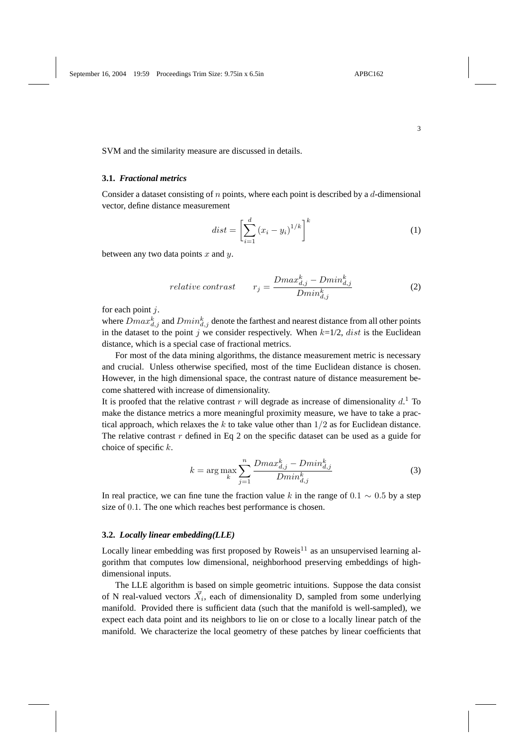SVM and the similarity measure are discussed in details.

### 3.1. *Fractional metrics*

Consider a dataset consisting of $n$ points, where each point is described by a $d$-dimensional vector, define distance measurement

$$dist = \left[ \sum_{i=1}^{d} (x_i - y_i)^{1/k} \right]^k \tag{1}$$

between any two data points $x$ and $y$.

$$relative\ contrast \qquad r_j = \frac{Dmax_{d,j}^k - Dmin_{d,j}^k}{Dmin_{d,j}^k} \tag{2}$$

for each point $j$.

where $Dmax_{d,j}^k$ and $Dmin_{d,j}^k$ denote the farthest and nearest distance from all other points in the dataset to the point $j$ we consider respectively. When $k$=1/2, $dist$ is the Euclidean distance, which is a special case of fractional metrics.

For most of the data mining algorithms, the distance measurement metric is necessary and crucial. Unless otherwise specified, most of the time Euclidean distance is chosen. However, in the high dimensional space, the contrast nature of distance measurement become shattered with increase of dimensionality.

It is proofed that the relative contrast $r$ will degrade as increase of dimensionality $d$.[1] To make the distance metrics a more meaningful proximity measure, we have to take a practical approach, which relaxes the $k$ to take value other than $1/2$ as for Euclidean distance. The relative contrast $r$ defined in Eq 2 on the specific dataset can be used as a guide for choice of specific $k$.

$$k = \arg\max_k \sum_{j=1}^{n} \frac{Dmax_{d,j}^k - Dmin_{d,j}^k}{Dmin_{d,j}^k} \tag{3}$$

In real practice, we can fine tune the fraction value $k$ in the range of $0.1 \sim 0.5$ by a step size of $0.1$. The one which reaches best performance is chosen.

### 3.2. *Locally linear embedding(LLE)*

Locally linear embedding was first proposed by Roweis[11] as an unsupervised learning algorithm that computes low dimensional, neighborhood preserving embeddings of high-dimensional inputs.

The LLE algorithm is based on simple geometric intuitions. Suppose the data consist of N real-valued vectors $\vec{X}_i$, each of dimensionality D, sampled from some underlying manifold. Provided there is sufficient data (such that the manifold is well-sampled), we expect each data point and its neighbors to lie on or close to a locally linear patch of the manifold. We characterize the local geometry of these patches by linear coefficients that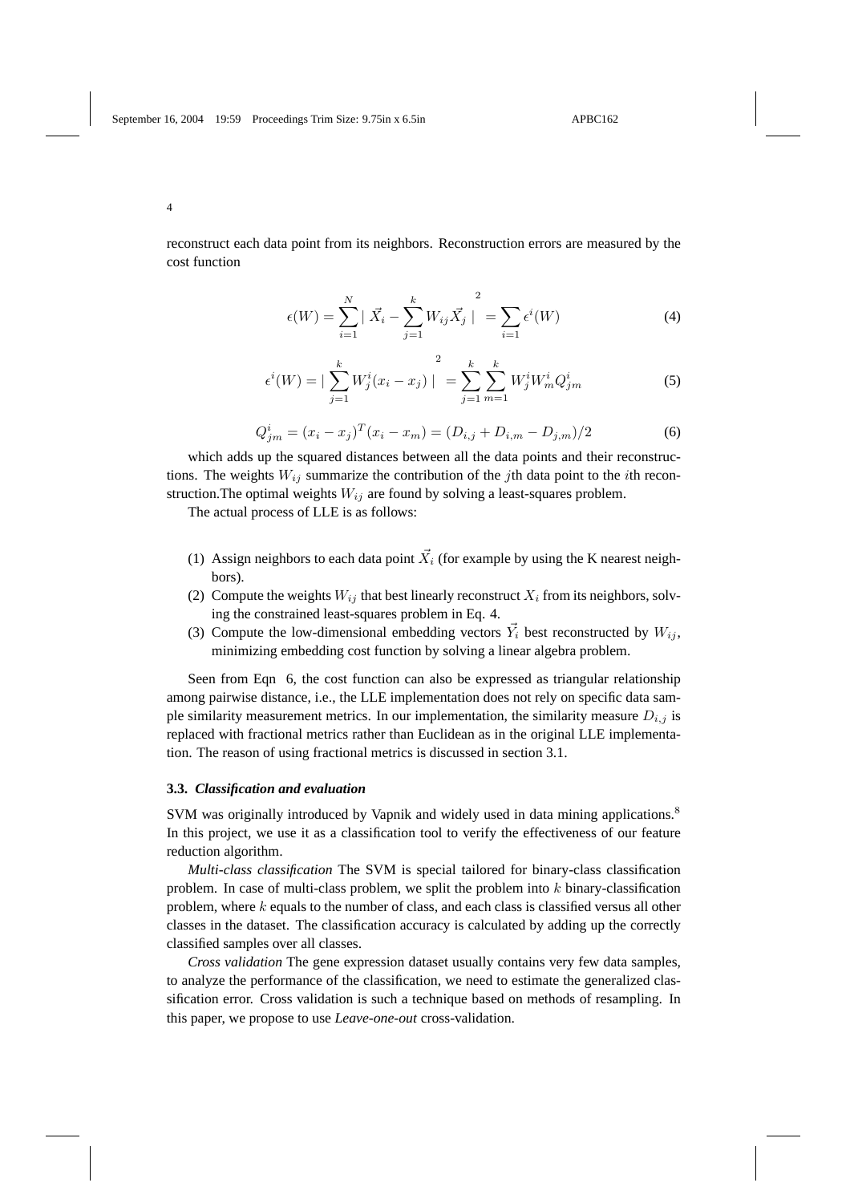reconstruct each data point from its neighbors. Reconstruction errors are measured by the cost function

$$\epsilon(W) = \sum_{i=1}^{N} \mid \vec{X}_i - \sum_{j=1}^{k} W_{ij}\vec{X}_j \mid^2 = \sum_{i=1} \epsilon^i(W) \tag{4}$$

$$\epsilon^i(W) = \mid \sum_{j=1}^{k} W_j^i (x_i - x_j) \mid^2 = \sum_{j=1}^{k}\sum_{m=1}^{k} W_j^i W_m^i Q_{jm}^i \tag{5}$$

$$Q_{jm}^i = (x_i - x_j)^T (x_i - x_m) = (D_{i,j} + D_{i,m} - D_{j,m})/2 \tag{6}$$

which adds up the squared distances between all the data points and their reconstructions. The weights $W_{ij}$ summarize the contribution of the $j$th data point to the $i$th reconstruction.The optimal weights $W_{ij}$ are found by solving a least-squares problem.

The actual process of LLE is as follows:

(1) Assign neighbors to each data point $\vec{X}_i$ (for example by using the K nearest neighbors).
(2) Compute the weights $W_{ij}$ that best linearly reconstruct $X_i$ from its neighbors, solving the constrained least-squares problem in Eq. 4.
(3) Compute the low-dimensional embedding vectors $\vec{Y}_i$ best reconstructed by $W_{ij}$, minimizing embedding cost function by solving a linear algebra problem.

Seen from Eqn 6, the cost function can also be expressed as triangular relationship among pairwise distance, i.e., the LLE implementation does not rely on specific data sample similarity measurement metrics. In our implementation, the similarity measure $D_{i,j}$ is replaced with fractional metrics rather than Euclidean as in the original LLE implementation. The reason of using fractional metrics is discussed in section 3.1.

### 3.3. *Classification and evaluation*

SVM was originally introduced by Vapnik and widely used in data mining applications.[8] In this project, we use it as a classification tool to verify the effectiveness of our feature reduction algorithm.

*Multi-class classification* The SVM is special tailored for binary-class classification problem. In case of multi-class problem, we split the problem into $k$ binary-classification problem, where $k$ equals to the number of class, and each class is classified versus all other classes in the dataset. The classification accuracy is calculated by adding up the correctly classified samples over all classes.

*Cross validation* The gene expression dataset usually contains very few data samples, to analyze the performance of the classification, we need to estimate the generalized classification error. Cross validation is such a technique based on methods of resampling. In this paper, we propose to use *Leave-one-out* cross-validation.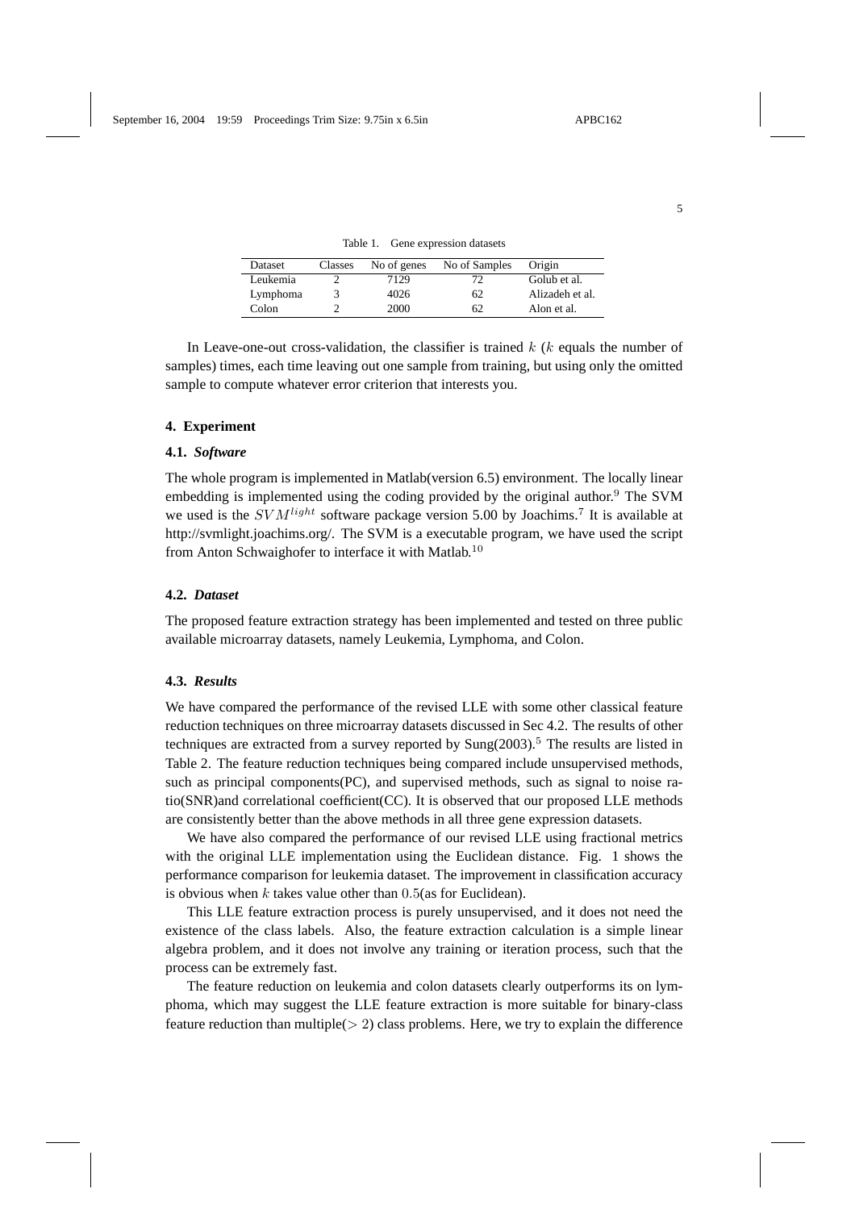Table 1. Gene expression datasets

| Dataset | Classes | No of genes | No of Samples | Origin |
|---|---|---|---|---|
| Leukemia | 2 | 7129 | 72 | Golub et al. |
| Lymphoma | 3 | 4026 | 62 | Alizadeh et al. |
| Colon | 2 | 2000 | 62 | Alon et al. |

In Leave-one-out cross-validation, the classifier is trained $k$ ($k$ equals the number of samples) times, each time leaving out one sample from training, but using only the omitted sample to compute whatever error criterion that interests you.

## 4. Experiment

### 4.1. *Software*

The whole program is implemented in Matlab(version 6.5) environment. The locally linear embedding is implemented using the coding provided by the original author.[9] The SVM we used is the $SVM^{light}$ software package version 5.00 by Joachims.[7] It is available at http://svmlight.joachims.org/. The SVM is a executable program, we have used the script from Anton Schwaighofer to interface it with Matlab.[10]

### 4.2. *Dataset*

The proposed feature extraction strategy has been implemented and tested on three public available microarray datasets, namely Leukemia, Lymphoma, and Colon.

### 4.3. *Results*

We have compared the performance of the revised LLE with some other classical feature reduction techniques on three microarray datasets discussed in Sec 4.2. The results of other techniques are extracted from a survey reported by Sung(2003).[5] The results are listed in Table 2. The feature reduction techniques being compared include unsupervised methods, such as principal components(PC), and supervised methods, such as signal to noise ratio(SNR)and correlational coefficient(CC). It is observed that our proposed LLE methods are consistently better than the above methods in all three gene expression datasets.

We have also compared the performance of our revised LLE using fractional metrics with the original LLE implementation using the Euclidean distance. Fig. 1 shows the performance comparison for leukemia dataset. The improvement in classification accuracy is obvious when $k$ takes value other than $0.5$(as for Euclidean).

This LLE feature extraction process is purely unsupervised, and it does not need the existence of the class labels. Also, the feature extraction calculation is a simple linear algebra problem, and it does not involve any training or iteration process, such that the process can be extremely fast.

The feature reduction on leukemia and colon datasets clearly outperforms its on lymphoma, which may suggest the LLE feature extraction is more suitable for binary-class feature reduction than multiple($> 2$) class problems. Here, we try to explain the difference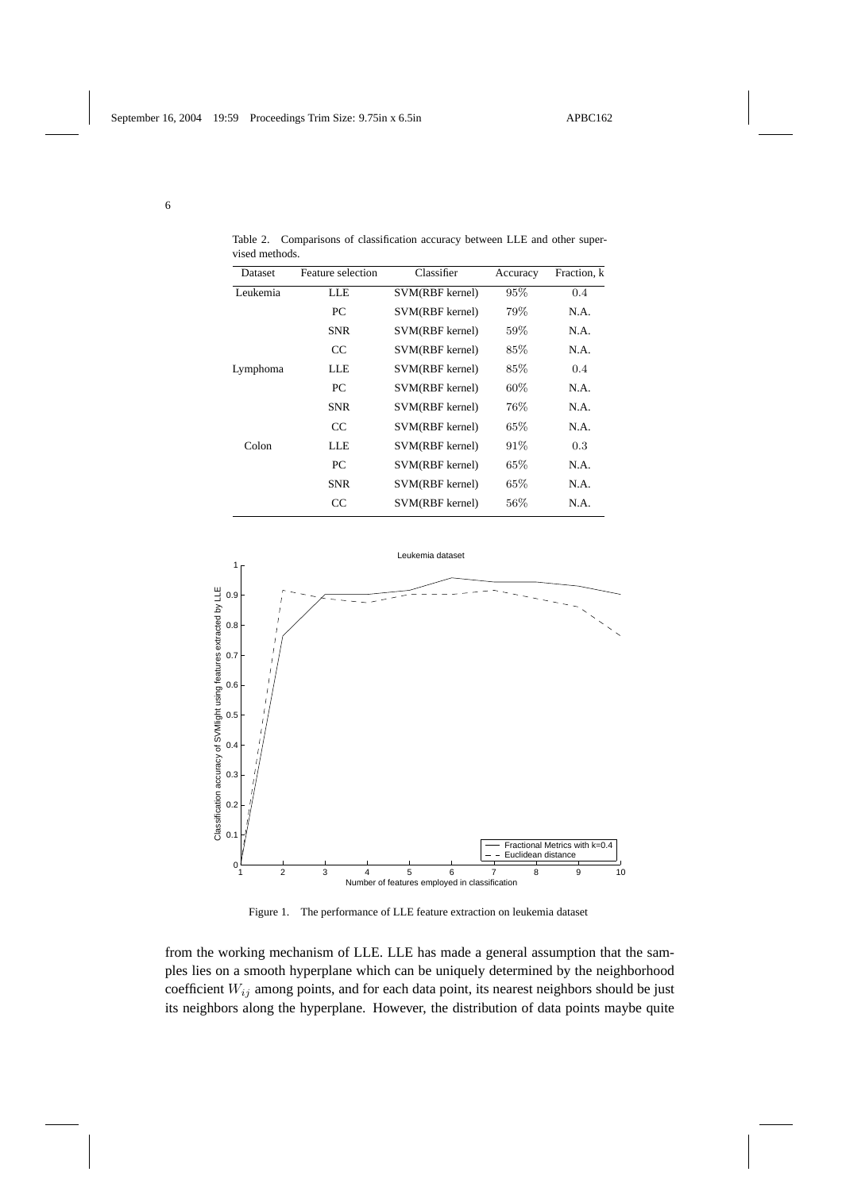Table 2. Comparisons of classification accuracy between LLE and other supervised methods.

| Dataset | Feature selection | Classifier | Accuracy | Fraction, k |
|---|---|---|---|---|
| Leukemia | LLE | SVM(RBF kernel) | 95% | 0.4 |
| | PC | SVM(RBF kernel) | 79% | N.A. |
| | SNR | SVM(RBF kernel) | 59% | N.A. |
| | CC | SVM(RBF kernel) | 85% | N.A. |
| Lymphoma | LLE | SVM(RBF kernel) | 85% | 0.4 |
| | PC | SVM(RBF kernel) | 60% | N.A. |
| | SNR | SVM(RBF kernel) | 76% | N.A. |
| | CC | SVM(RBF kernel) | 65% | N.A. |
| Colon | LLE | SVM(RBF kernel) | 91% | 0.3 |
| | PC | SVM(RBF kernel) | 65% | N.A. |
| | SNR | SVM(RBF kernel) | 65% | N.A. |
| | CC | SVM(RBF kernel) | 56% | N.A. |

Figure 1. The performance of LLE feature extraction on leukemia dataset

from the working mechanism of LLE. LLE has made a general assumption that the samples lies on a smooth hyperplane which can be uniquely determined by the neighborhood coefficient $W_{ij}$ among points, and for each data point, its nearest neighbors should be just its neighbors along the hyperplane. However, the distribution of data points maybe quite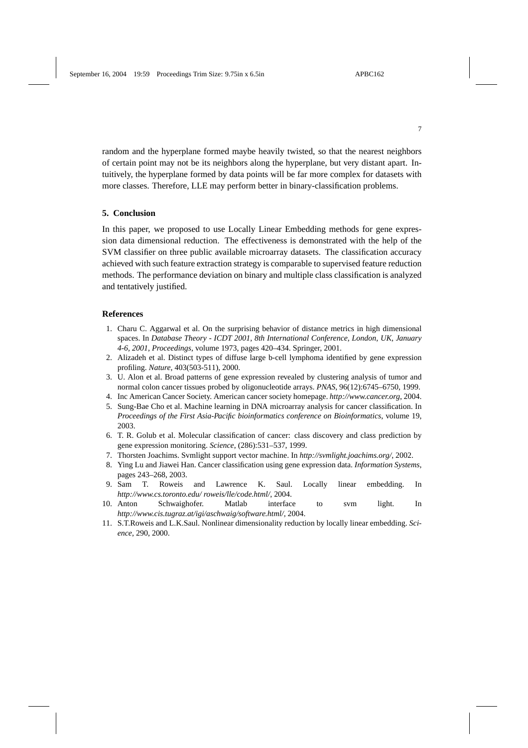random and the hyperplane formed maybe heavily twisted, so that the nearest neighbors of certain point may not be its neighbors along the hyperplane, but very distant apart. Intuitively, the hyperplane formed by data points will be far more complex for datasets with more classes. Therefore, LLE may perform better in binary-classification problems.

## 5. Conclusion

In this paper, we proposed to use Locally Linear Embedding methods for gene expression data dimensional reduction. The effectiveness is demonstrated with the help of the SVM classifier on three public available microarray datasets. The classification accuracy achieved with such feature extraction strategy is comparable to supervised feature reduction methods. The performance deviation on binary and multiple class classification is analyzed and tentatively justified.

## References

1. Charu C. Aggarwal et al. On the surprising behavior of distance metrics in high dimensional spaces. In *Database Theory - ICDT 2001, 8th International Conference, London, UK, January 4-6, 2001, Proceedings*, volume 1973, pages 420–434. Springer, 2001.
2. Alizadeh et al. Distinct types of diffuse large b-cell lymphoma identified by gene expression profiling. *Nature*, 403(503-511), 2000.
3. U. Alon et al. Broad patterns of gene expression revealed by clustering analysis of tumor and normal colon cancer tissues probed by oligonucleotide arrays. *PNAS*, 96(12):6745–6750, 1999.
4. Inc American Cancer Society. American cancer society homepage. *http://www.cancer.org*, 2004.
5. Sung-Bae Cho et al. Machine learning in DNA microarray analysis for cancer classification. In *Proceedings of the First Asia-Pacific bioinformatics conference on Bioinformatics*, volume 19, 2003.
6. T. R. Golub et al. Molecular classification of cancer: class discovery and class prediction by gene expression monitoring. *Science*, (286):531–537, 1999.
7. Thorsten Joachims. Svmlight support vector machine. In *http://svmlight.joachims.org/*, 2002.
8. Ying Lu and Jiawei Han. Cancer classification using gene expression data. *Information Systems*, pages 243–268, 2003.
9. Sam T. Roweis and Lawrence K. Saul. Locally linear embedding. In *http://www.cs.toronto.edu/ roweis/lle/code.html/*, 2004.
10. Anton Schwaighofer. Matlab interface to svm light. In *http://www.cis.tugraz.at/igi/aschwaig/software.html/*, 2004.
11. S.T.Roweis and L.K.Saul. Nonlinear dimensionality reduction by locally linear embedding. *Science*, 290, 2000.